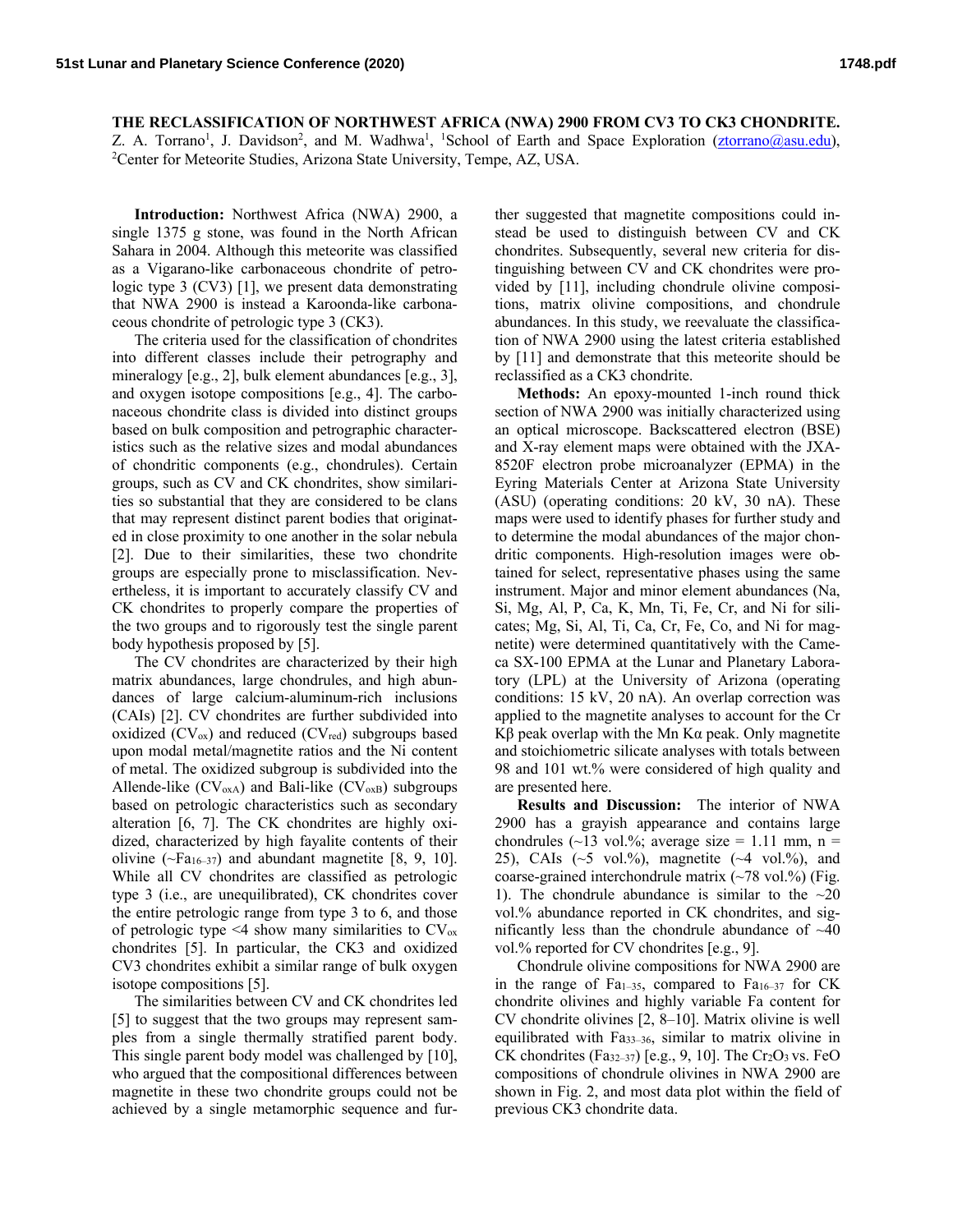# THE RECLASSIFICATION OF NORTHWEST AFRICA (NWA) 2900 FROM CV3 TO CK3 CHONDRITE.

Z. A. Torrano[1], J. Davidson[2], and M. Wadhwa[1], [1]School of Earth and Space Exploration (ztorrano@asu.edu), [2]Center for Meteorite Studies, Arizona State University, Tempe, AZ, USA.

**Introduction:** Northwest Africa (NWA) 2900, a single 1375 g stone, was found in the North African Sahara in 2004. Although this meteorite was classified as a Vigarano-like carbonaceous chondrite of petrologic type 3 (CV3) [1], we present data demonstrating that NWA 2900 is instead a Karoonda-like carbonaceous chondrite of petrologic type 3 (CK3).

The criteria used for the classification of chondrites into different classes include their petrography and mineralogy [e.g., 2], bulk element abundances [e.g., 3], and oxygen isotope compositions [e.g., 4]. The carbonaceous chondrite class is divided into distinct groups based on bulk composition and petrographic characteristics such as the relative sizes and modal abundances of chondritic components (e.g., chondrules). Certain groups, such as CV and CK chondrites, show similarities so substantial that they are considered to be clans that may represent distinct parent bodies that originated in close proximity to one another in the solar nebula [2]. Due to their similarities, these two chondrite groups are especially prone to misclassification. Nevertheless, it is important to accurately classify CV and CK chondrites to properly compare the properties of the two groups and to rigorously test the single parent body hypothesis proposed by [5].

The CV chondrites are characterized by their high matrix abundances, large chondrules, and high abundances of large calcium-aluminum-rich inclusions (CAIs) [2]. CV chondrites are further subdivided into oxidized ($CV_{ox}$) and reduced ($CV_{red}$) subgroups based upon modal metal/magnetite ratios and the Ni content of metal. The oxidized subgroup is subdivided into the Allende-like ($CV_{oxA}$) and Bali-like ($CV_{oxB}$) subgroups based on petrologic characteristics such as secondary alteration [6, 7]. The CK chondrites are highly oxidized, characterized by high fayalite contents of their olivine (~$Fa_{16–37}$) and abundant magnetite [8, 9, 10]. While all CV chondrites are classified as petrologic type 3 (i.e., are unequilibrated), CK chondrites cover the entire petrologic range from type 3 to 6, and those of petrologic type <4 show many similarities to $CV_{ox}$ chondrites [5]. In particular, the CK3 and oxidized CV3 chondrites exhibit a similar range of bulk oxygen isotope compositions [5].

The similarities between CV and CK chondrites led [5] to suggest that the two groups may represent samples from a single thermally stratified parent body. This single parent body model was challenged by [10], who argued that the compositional differences between magnetite in these two chondrite groups could not be achieved by a single metamorphic sequence and further suggested that magnetite compositions could instead be used to distinguish between CV and CK chondrites. Subsequently, several new criteria for distinguishing between CV and CK chondrites were provided by [11], including chondrule olivine compositions, matrix olivine compositions, and chondrule abundances. In this study, we reevaluate the classification of NWA 2900 using the latest criteria established by [11] and demonstrate that this meteorite should be reclassified as a CK3 chondrite.

**Methods:** An epoxy-mounted 1-inch round thick section of NWA 2900 was initially characterized using an optical microscope. Backscattered electron (BSE) and X-ray element maps were obtained with the JXA-8520F electron probe microanalyzer (EPMA) in the Eyring Materials Center at Arizona State University (ASU) (operating conditions: 20 kV, 30 nA). These maps were used to identify phases for further study and to determine the modal abundances of the major chondritic components. High-resolution images were obtained for select, representative phases using the same instrument. Major and minor element abundances (Na, Si, Mg, Al, P, Ca, K, Mn, Ti, Fe, Cr, and Ni for silicates; Mg, Si, Al, Ti, Ca, Cr, Fe, Co, and Ni for magnetite) were determined quantitatively with the Cameca SX-100 EPMA at the Lunar and Planetary Laboratory (LPL) at the University of Arizona (operating conditions: 15 kV, 20 nA). An overlap correction was applied to the magnetite analyses to account for the Cr Kβ peak overlap with the Mn Kα peak. Only magnetite and stoichiometric silicate analyses with totals between 98 and 101 wt.% were considered of high quality and are presented here.

**Results and Discussion:** The interior of NWA 2900 has a grayish appearance and contains large chondrules (~13 vol.%; average size = 1.11 mm, n = 25), CAIs (~5 vol.%), magnetite (~4 vol.%), and coarse-grained interchondrule matrix (~78 vol.%) (Fig. 1). The chondrule abundance is similar to the ~20 vol.% abundance reported in CK chondrites, and significantly less than the chondrule abundance of ~40 vol.% reported for CV chondrites [e.g., 9].

Chondrule olivine compositions for NWA 2900 are in the range of $Fa_{1–35}$, compared to $Fa_{16–37}$ for CK chondrite olivines and highly variable Fa content for CV chondrite olivines [2, 8–10]. Matrix olivine is well equilibrated with $Fa_{33–36}$, similar to matrix olivine in CK chondrites ($Fa_{32–37}$) [e.g., 9, 10]. The $Cr_2O_3$ vs. FeO compositions of chondrule olivines in NWA 2900 are shown in Fig. 2, and most data plot within the field of previous CK3 chondrite data.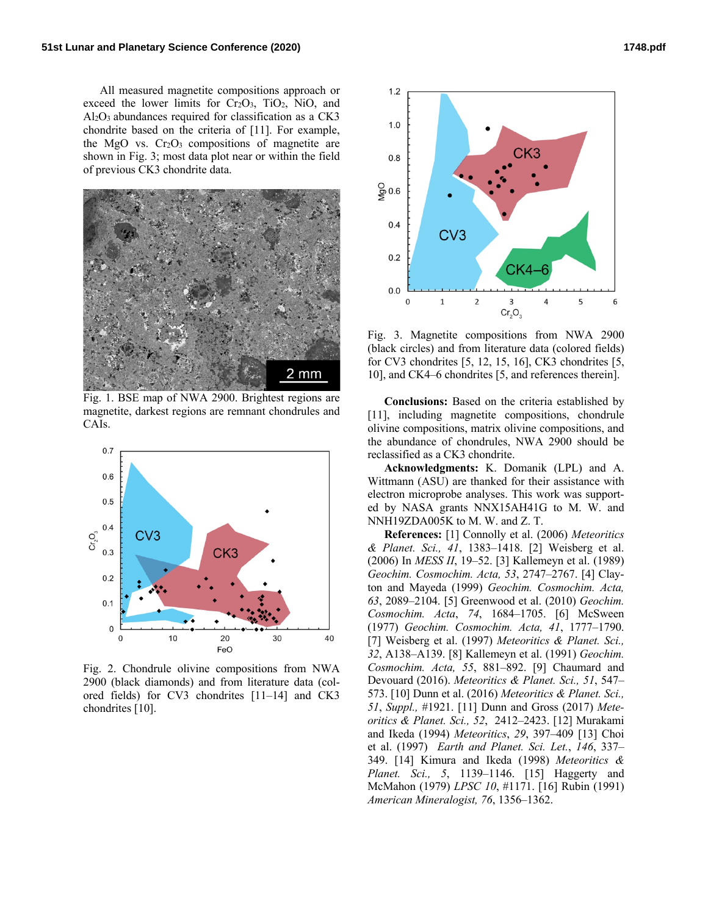All measured magnetite compositions approach or exceed the lower limits for $Cr_2O_3$, $TiO_2$, NiO, and $Al_2O_3$ abundances required for classification as a CK3 chondrite based on the criteria of [11]. For example, the MgO vs. $Cr_2O_3$ compositions of magnetite are shown in Fig. 3; most data plot near or within the field of previous CK3 chondrite data.

2 mm

Fig. 1. BSE map of NWA 2900. Brightest regions are magnetite, darkest regions are remnant chondrules and CAIs.

0.7
0.6
0.5
0.4
0.3
0.2
0.1
0
$Cr_2O_3$
0
10
20
30
40
FeO
CV3
CK3

Fig. 2. Chondrule olivine compositions from NWA 2900 (black diamonds) and from literature data (colored fields) for CV3 chondrites [11–14] and CK3 chondrites [10].

1.2
1.0
0.8
0.6
0.4
0.2
0.0
MgO
0
1
2
3
4
5
6
$Cr_2O_3$
CK3
CV3
CK4–6

Fig. 3. Magnetite compositions from NWA 2900 (black circles) and from literature data (colored fields) for CV3 chondrites [5, 12, 15, 16], CK3 chondrites [5, 10], and CK4–6 chondrites [5, and references therein].

**Conclusions:** Based on the criteria established by [11], including magnetite compositions, chondrule olivine compositions, matrix olivine compositions, and the abundance of chondrules, NWA 2900 should be reclassified as a CK3 chondrite.

**Acknowledgments:** K. Domanik (LPL) and A. Wittmann (ASU) are thanked for their assistance with electron microprobe analyses. This work was supported by NASA grants NNX15AH41G to M. W. and NNH19ZDA005K to M. W. and Z. T.

**References:** [1] Connolly et al. (2006) *Meteoritics & Planet. Sci., 41*, 1383–1418. [2] Weisberg et al. (2006) In *MESS II*, 19–52. [3] Kallemeyn et al. (1989) *Geochim. Cosmochim. Acta, 53*, 2747–2767. [4] Clayton and Mayeda (1999) *Geochim. Cosmochim. Acta, 63*, 2089–2104. [5] Greenwood et al. (2010) *Geochim. Cosmochim. Acta*, *74*, 1684–1705. [6] McSween (1977) *Geochim. Cosmochim. Acta, 41*, 1777–1790. [7] Weisberg et al. (1997) *Meteoritics & Planet. Sci., 32*, A138–A139. [8] Kallemeyn et al. (1991) *Geochim. Cosmochim. Acta, 55*, 881–892. [9] Chaumard and Devouard (2016). *Meteoritics & Planet. Sci., 51*, 547–573. [10] Dunn et al. (2016) *Meteoritics & Planet. Sci., 51, Suppl.*, #1921. [11] Dunn and Gross (2017) *Meteoritics & Planet. Sci., 52*, 2412–2423. [12] Murakami and Ikeda (1994) *Meteoritics*, *29*, 397–409 [13] Choi et al. (1997) *Earth and Planet. Sci. Let.*, *146*, 337–349. [14] Kimura and Ikeda (1998) *Meteoritics & Planet. Sci., 5*, 1139–1146. [15] Haggerty and McMahon (1979) *LPSC 10*, #1171. [16] Rubin (1991) *American Mineralogist, 76*, 1356–1362.